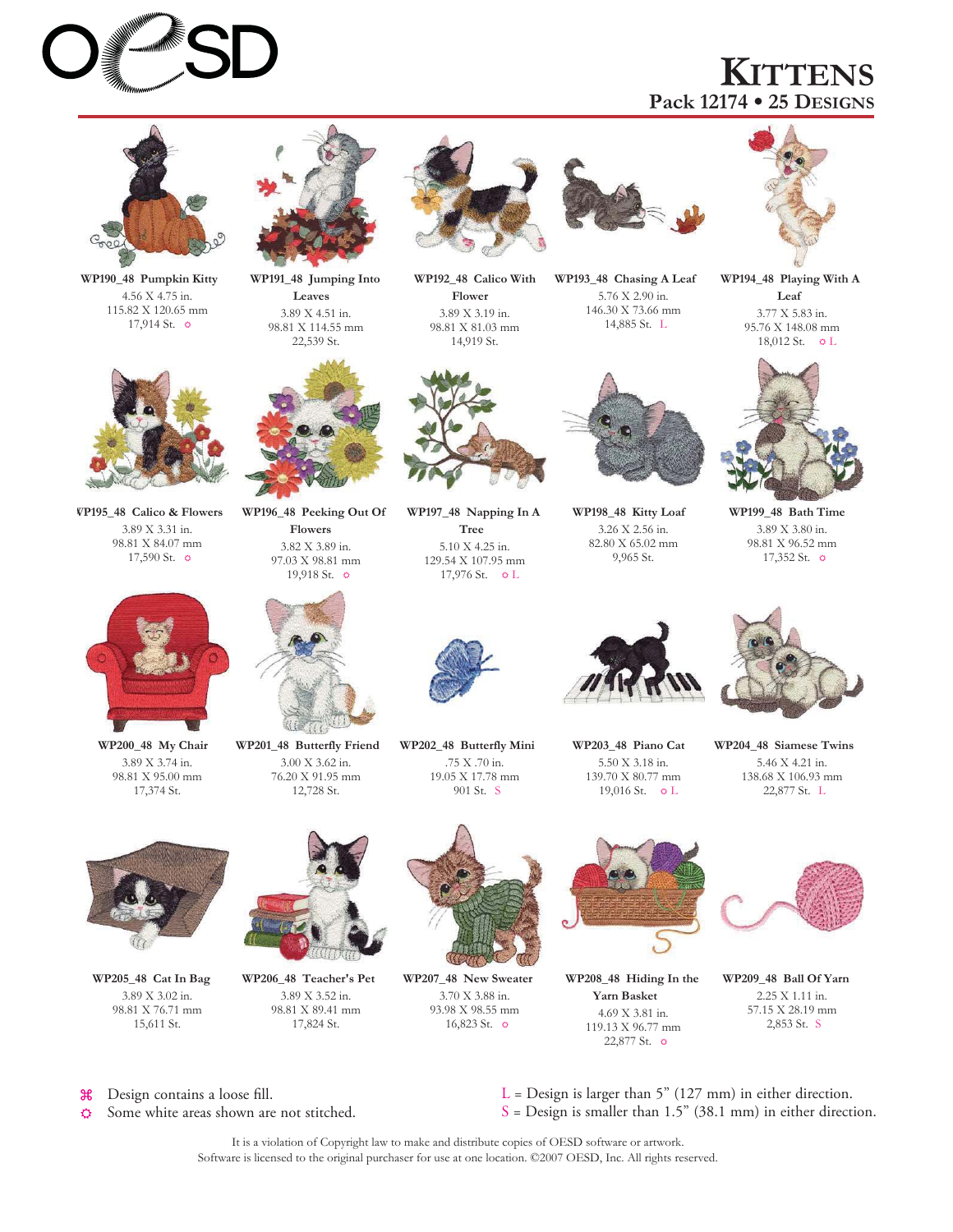OESD

# Kittens

## Pack 12174 • 25 Designs

**WP190_48 Pumpkin Kitty**
4.56 X 4.75 in.
115.82 X 120.65 mm
17,914 St. ☼

**WP191_48 Jumping Into Leaves**
3.89 X 4.51 in.
98.81 X 114.55 mm
22,539 St.

**WP192_48 Calico With Flower**
3.89 X 3.19 in.
98.81 X 81.03 mm
14,919 St.

**WP193_48 Chasing A Leaf**
5.76 X 2.90 in.
146.30 X 73.66 mm
14,885 St. L

**WP194_48 Playing With A Leaf**
3.77 X 5.83 in.
95.76 X 148.08 mm
18,012 St. ☼ L

**WP195_48 Calico & Flowers**
3.89 X 3.31 in.
98.81 X 84.07 mm
17,590 St. ☼

**WP196_48 Peeking Out Of Flowers**
3.82 X 3.89 in.
97.03 X 98.81 mm
19,918 St. ☼

**WP197_48 Napping In A Tree**
5.10 X 4.25 in.
129.54 X 107.95 mm
17,976 St. ☼ L

**WP198_48 Kitty Loaf**
3.26 X 2.56 in.
82.80 X 65.02 mm
9,965 St.

**WP199_48 Bath Time**
3.89 X 3.80 in.
98.81 X 96.52 mm
17,352 St. ☼

**WP200_48 My Chair**
3.89 X 3.74 in.
98.81 X 95.00 mm
17,374 St.

**WP201_48 Butterfly Friend**
3.00 X 3.62 in.
76.20 X 91.95 mm
12,728 St.

**WP202_48 Butterfly Mini**
.75 X .70 in.
19.05 X 17.78 mm
901 St. S

**WP203_48 Piano Cat**
5.50 X 3.18 in.
139.70 X 80.77 mm
19,016 St. ☼ L

**WP204_48 Siamese Twins**
5.46 X 4.21 in.
138.68 X 106.93 mm
22,877 St. L

**WP205_48 Cat In Bag**
3.89 X 3.02 in.
98.81 X 76.71 mm
15,611 St.

**WP206_48 Teacher's Pet**
3.89 X 3.52 in.
98.81 X 89.41 mm
17,824 St.

**WP207_48 New Sweater**
3.70 X 3.88 in.
93.98 X 98.55 mm
16,823 St. ☼

**WP208_48 Hiding In the Yarn Basket**
4.69 X 3.81 in.
119.13 X 96.77 mm
22,877 St. ☼

**WP209_48 Ball Of Yarn**
2.25 X 1.11 in.
57.15 X 28.19 mm
2,853 St. S

⌘ Design contains a loose fill.
☼ Some white areas shown are not stitched.

L = Design is larger than 5" (127 mm) in either direction.
S = Design is smaller than 1.5" (38.1 mm) in either direction.

It is a violation of Copyright law to make and distribute copies of OESD software or artwork.
Software is licensed to the original purchaser for use at one location. ©2007 OESD, Inc. All rights reserved.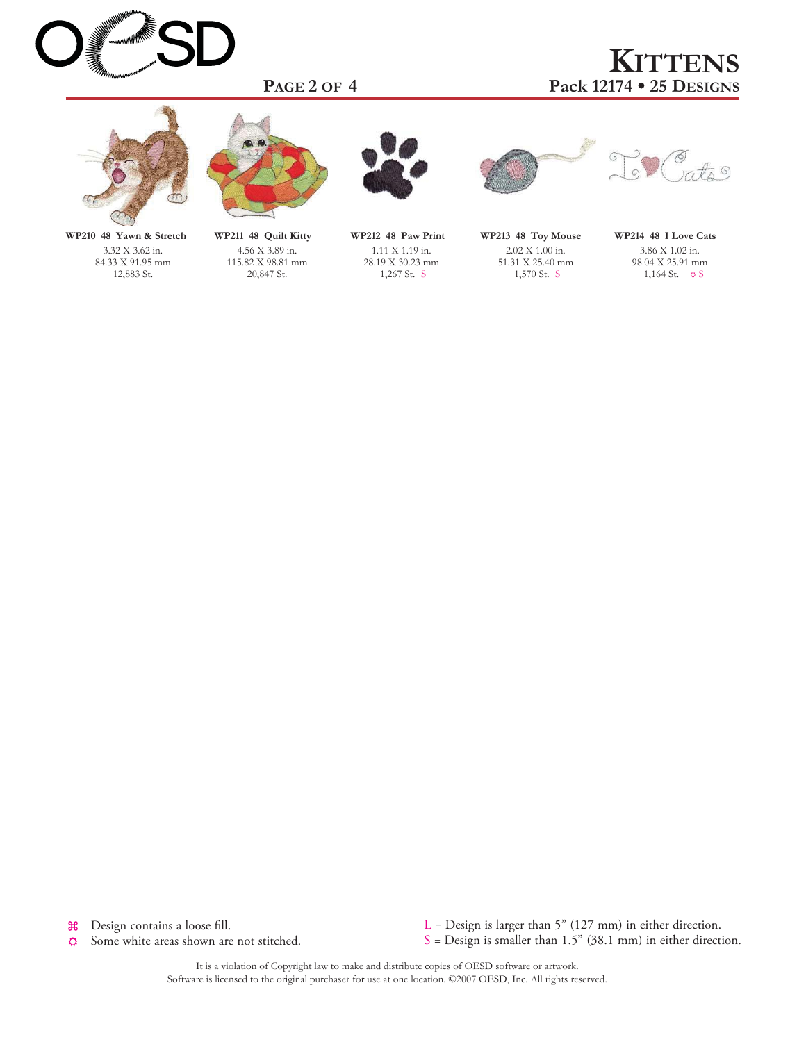# KITTENS

**Pack 12174 • 25 DESIGNS**

**WP210_48 Yawn & Stretch**
3.32 X 3.62 in.
84.33 X 91.95 mm
12,883 St.

**WP211_48 Quilt Kitty**
4.56 X 3.89 in.
115.82 X 98.81 mm
20,847 St.

**WP212_48 Paw Print**
1.11 X 1.19 in.
28.19 X 30.23 mm
1,267 St. S

**WP213_48 Toy Mouse**
2.02 X 1.00 in.
51.31 X 25.40 mm
1,570 St. S

**WP214_48 I Love Cats**
3.86 X 1.02 in.
98.04 X 25.91 mm
1,164 St. ☼ S

⌘ Design contains a loose fill.
☼ Some white areas shown are not stitched.

L = Design is larger than 5" (127 mm) in either direction.
S = Design is smaller than 1.5" (38.1 mm) in either direction.

It is a violation of Copyright law to make and distribute copies of OESD software or artwork.
Software is licensed to the original purchaser for use at one location. ©2007 OESD, Inc. All rights reserved.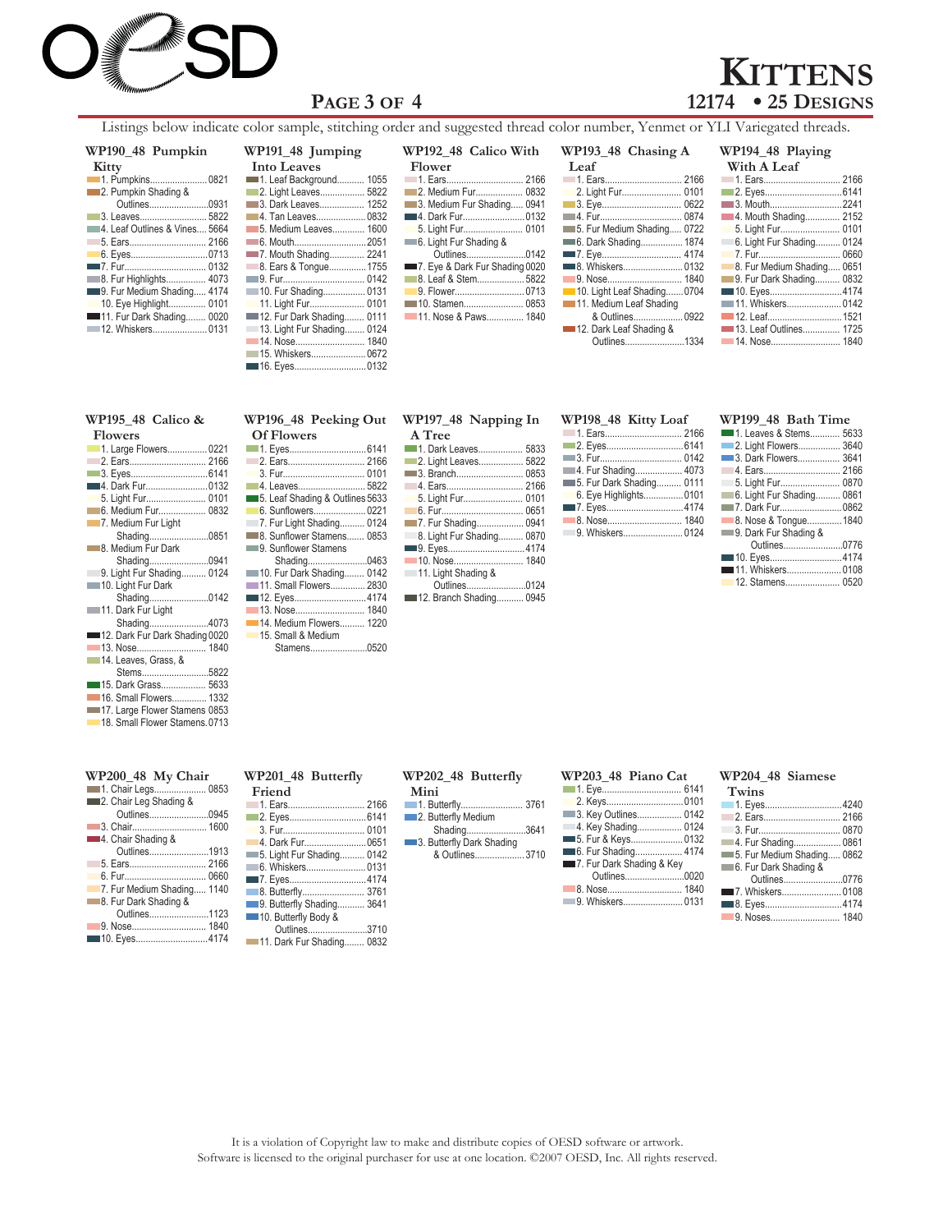# KITTENS

## PAGE 3 OF 4

12174 • 25 DESIGNS

Listings below indicate color sample, stitching order and suggested thread color number, Yenmet or YLI Variegated threads.

### WP190_48 Pumpkin Kitty
1. Pumpkins 0821
2. Pumpkin Shading & Outlines 0931
3. Leaves 5822
4. Leaf Outlines & Vines 5664
5. Ears 2166
6. Eyes 0713
7. Fur 0132
8. Fur Highlights 4073
9. Fur Medium Shading 4174
10. Eye Highlight 0101
11. Fur Dark Shading 0020
12. Whiskers 0131

### WP191_48 Jumping Into Leaves
1. Leaf Background 1055
2. Light Leaves 5822
3. Dark Leaves 1252
4. Tan Leaves 0832
5. Medium Leaves 1600
6. Mouth 2051
7. Mouth Shading 2241
8. Ears & Tongue 1755
9. Fur 0142
10. Fur Shading 0131
11. Light Fur 0101
12. Fur Dark Shading 0111
13. Light Fur Shading 0124
14. Nose 1840
15. Whiskers 0672
16. Eyes 0132

### WP192_48 Calico With Flower
1. Ears 2166
2. Medium Fur 0832
3. Medium Fur Shading 0941
4. Dark Fur 0132
5. Light Fur 0101
6. Light Fur Shading & Outlines 0142
7. Eye & Dark Fur Shading 0020
8. Leaf & Stem 5822
9. Flower 0713
10. Stamen 0853
11. Nose & Paws 1840

### WP193_48 Chasing A Leaf
1. Ears 2166
2. Light Fur 0101
3. Eye 0622
4. Fur 0874
5. Fur Medium Shading 0722
6. Dark Shading 1874
7. Eye 4174
8. Whiskers 0132
9. Nose 1840
10. Light Leaf Shading 0704
11. Medium Leaf Shading & Outlines 0922
12. Dark Leaf Shading & Outlines 1334

### WP194_48 Playing With A Leaf
1. Ears 2166
2. Eyes 6141
3. Mouth 2241
4. Mouth Shading 2152
5. Light Fur 0101
6. Light Fur Shading 0124
7. Fur 0660
8. Fur Medium Shading 0651
9. Fur Dark Shading 0832
10. Eyes 4174
11. Whiskers 0142
12. Leaf 1521
13. Leaf Outlines 1725
14. Nose 1840

### WP195_48 Calico & Flowers
1. Large Flowers 0221
2. Ears 2166
3. Eyes 6141
4. Dark Fur 0132
5. Light Fur 0101
6. Medium Fur 0832
7. Medium Fur Light Shading 0851
8. Medium Fur Dark Shading 0941
9. Light Fur Shading 0124
10. Light Fur Dark Shading 0142
11. Dark Fur Light Shading 4073
12. Dark Fur Dark Shading 0020
13. Nose 1840
14. Leaves, Grass, & Stems 5822
15. Dark Grass 5633
16. Small Flowers 1332
17. Large Flower Stamens 0853
18. Small Flower Stamens 0713

### WP196_48 Peeking Out Of Flowers
1. Eyes 6141
2. Ears 2166
3. Fur 0101
4. Leaves 5822
5. Leaf Shading & Outlines 5633
6. Sunflowers 0221
7. Fur Light Shading 0124
8. Sunflower Stamens 0853
9. Sunflower Stamens Shading 0463
10. Fur Dark Shading 0142
11. Small Flowers 2830
12. Eyes 4174
13. Nose 1840
14. Medium Flowers 1220
15. Small & Medium Stamens 0520

### WP197_48 Napping In A Tree
1. Dark Leaves 5833
2. Light Leaves 5822
3. Branch 0853
4. Ears 2166
5. Light Fur 0101
6. Fur 0651
7. Fur Shading 0941
8. Light Fur Shading 0870
9. Eyes 4174
10. Nose 1840
11. Light Shading & Outlines 0124
12. Branch Shading 0945

### WP198_48 Kitty Loaf
1. Ears 2166
2. Eyes 6141
3. Fur 0142
4. Fur Shading 4073
5. Fur Dark Shading 0111
6. Eye Highlights 0101
7. Eyes 4174
8. Nose 1840
9. Whiskers 0124

### WP199_48 Bath Time
1. Leaves & Stems 5633
2. Light Flowers 3640
3. Dark Flowers 3641
4. Ears 2166
5. Light Fur 0870
6. Light Fur Shading 0861
7. Dark Fur 0862
8. Nose & Tongue 1840
9. Dark Fur Shading & Outlines 0776
10. Eyes 4174
11. Whiskers 0108
12. Stamens 0520

### WP200_48 My Chair
1. Chair Legs 0853
2. Chair Leg Shading & Outlines 0945
3. Chair 1600
4. Chair Shading & Outlines 1913
5. Ears 2166
6. Fur 0660
7. Fur Medium Shading 1140
8. Fur Dark Shading & Outlines 1123
9. Nose 1840
10. Eyes 4174

### WP201_48 Butterfly Friend
1. Ears 2166
2. Eyes 6141
3. Fur 0101
4. Dark Fur 0651
5. Light Fur Shading 0142
6. Whiskers 0131
7. Eyes 4174
8. Butterfly 3761
9. Butterfly Shading 3641
10. Butterfly Body & Outlines 3710
11. Dark Fur Shading 0832

### WP202_48 Butterfly Mini
1. Butterfly 3761
2. Butterfly Medium Shading 3641
3. Butterfly Dark Shading & Outlines 3710

### WP203_48 Piano Cat
1. Eye 6141
2. Keys 0101
3. Key Outlines 0142
4. Key Shading 0124
5. Fur & Keys 0132
6. Fur Shading 4174
7. Fur Dark Shading & Key Outlines 0020
8. Nose 1840
9. Whiskers 0131

### WP204_48 Siamese Twins
1. Eyes 4240
2. Ears 2166
3. Fur 0870
4. Fur Shading 0861
5. Fur Medium Shading 0862
6. Fur Dark Shading & Outlines 0776
7. Whiskers 0108
8. Eyes 4174
9. Noses 1840

It is a violation of Copyright law to make and distribute copies of OESD software or artwork.
Software is licensed to the original purchaser for use at one location. ©2007 OESD, Inc. All rights reserved.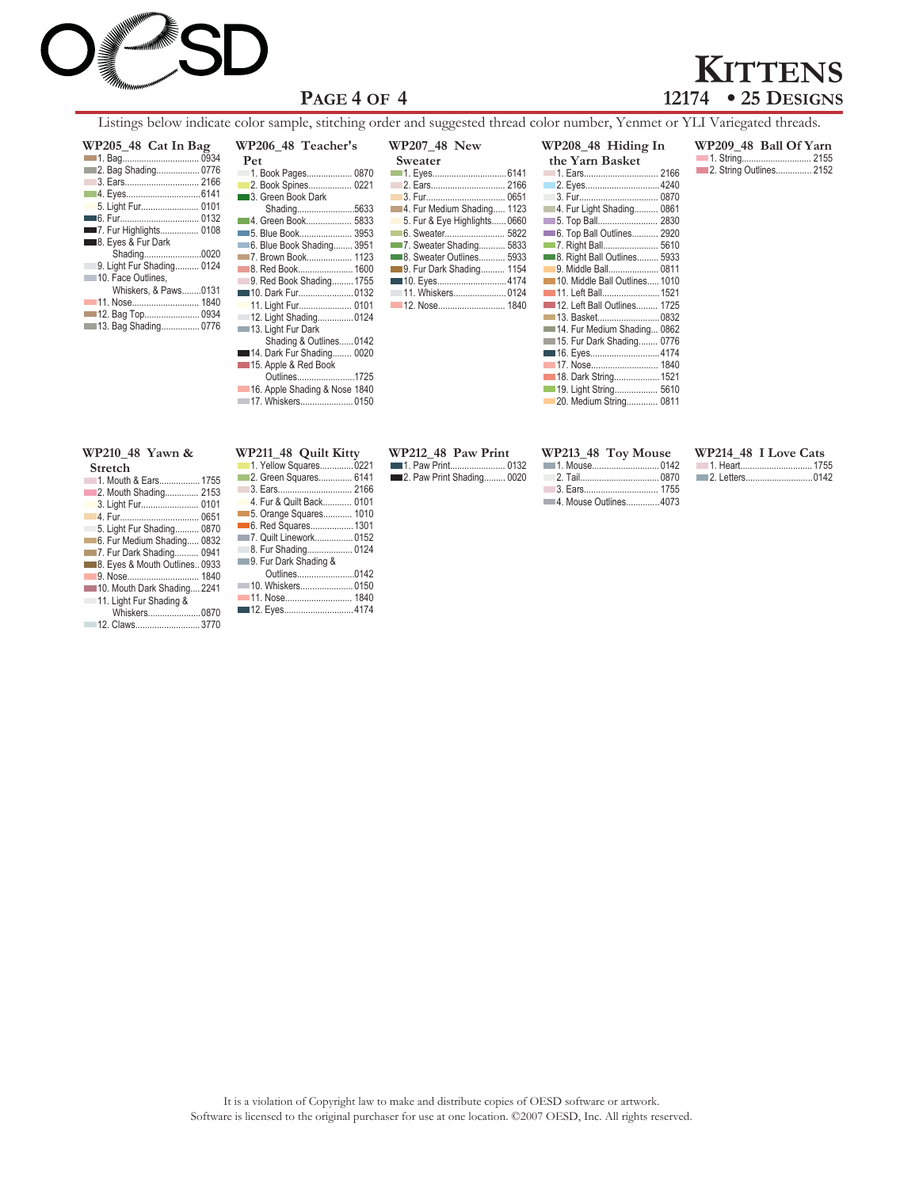# Kittens

12174 • 25 Designs

Listings below indicate color sample, stitching order and suggested thread color number, Yenmet or YLI Variegated threads.

### WP205_48 Cat In Bag

1. Bag................................ 0934
2. Bag Shading.................. 0776
3. Ears................................ 2166
4. Eyes................................ 6141
5. Light Fur........................ 0101
6. Fur................................ 0132
7. Fur Highlights................ 0108
8. Eyes & Fur Dark Shading........................ 0020
9. Light Fur Shading.......... 0124
10. Face Outlines, Whiskers, & Paws........ 0131
11. Nose............................ 1840
12. Bag Top........................ 0934
13. Bag Shading................ 0776

### WP206_48 Teacher's Pet

1. Book Pages................... 0870
2. Book Spines.................. 0221
3. Green Book Dark Shading........................ 5633
4. Green Book................... 5833
5. Blue Book...................... 3953
6. Blue Book Shading........ 3951
7. Brown Book................... 1123
8. Red Book....................... 1600
9. Red Book Shading......... 1755
10. Dark Fur....................... 0132
11. Light Fur...................... 0101
12. Light Shading............... 0124
13. Light Fur Dark Shading & Outlines...... 0142
14. Dark Fur Shading........ 0020
15. Apple & Red Book Outlines........................ 1725
16. Apple Shading & Nose 1840
17. Whiskers...................... 0150

### WP207_48 New Sweater

1. Eyes................................ 6141
2. Ears................................ 2166
3. Fur................................ 0651
4. Fur Medium Shading..... 1123
5. Fur & Eye Highlights...... 0660
6. Sweater......................... 5822
7. Sweater Shading........... 5833
8. Sweater Outlines........... 5933
9. Fur Dark Shading.......... 1154
10. Eyes............................ 4174
11. Whiskers...................... 0124
12. Nose............................ 1840

### WP208_48 Hiding In the Yarn Basket

1. Ears................................ 2166
2. Eyes................................ 4240
3. Fur................................ 0870
4. Fur Light Shading.......... 0861
5. Top Ball......................... 2830
6. Top Ball Outlines........... 2920
7. Right Ball....................... 5610
8. Right Ball Outlines......... 5933
9. Middle Ball.................... 0811
10. Middle Ball Outlines..... 1010
11. Left Ball....................... 1521
12. Left Ball Outlines......... 1725
13. Basket.......................... 0832
14. Fur Medium Shading... 0862
15. Fur Dark Shading........ 0776
16. Eyes............................ 4174
17. Nose............................ 1840
18. Dark String.................. 1521
19. Light String.................. 5610
20. Medium String............. 0811

### WP209_48 Ball Of Yarn

1. String............................ 2155
2. String Outlines............... 2152

### WP210_48 Yawn & Stretch

1. Mouth & Ears................. 1755
2. Mouth Shading.............. 2153
3. Light Fur........................ 0101
4. Fur................................ 0651
5. Light Fur Shading.......... 0870
6. Fur Medium Shading..... 0832
7. Fur Dark Shading.......... 0941
8. Eyes & Mouth Outlines.. 0933
9. Nose.............................. 1840
10. Mouth Dark Shading.... 2241
11. Light Fur Shading & Whiskers...................... 0870
12. Claws........................... 3770

### WP211_48 Quilt Kitty

1. Yellow Squares............. 0221
2. Green Squares.............. 6141
3. Ears............................... 2166
4. Fur & Quilt Back............ 0101
5. Orange Squares............ 1010
6. Red Squares.................. 1301
7. Quilt Linework................ 0152
8. Fur Shading................... 0124
9. Fur Dark Shading & Outlines........................ 0142
10. Whiskers...................... 0150
11. Nose............................ 1840
12. Eyes............................ 4174

### WP212_48 Paw Print

1. Paw Print....................... 0132
2. Paw Print Shading......... 0020

### WP213_48 Toy Mouse

1. Mouse............................ 0142
2. Tail................................. 0870
3. Ears............................... 1755
4. Mouse Outlines.............. 4073

### WP214_48 I Love Cats

1. Heart.............................. 1755
2. Letters............................ 0142

It is a violation of Copyright law to make and distribute copies of OESD software or artwork.
Software is licensed to the original purchaser for use at one location. ©2007 OESD, Inc. All rights reserved.